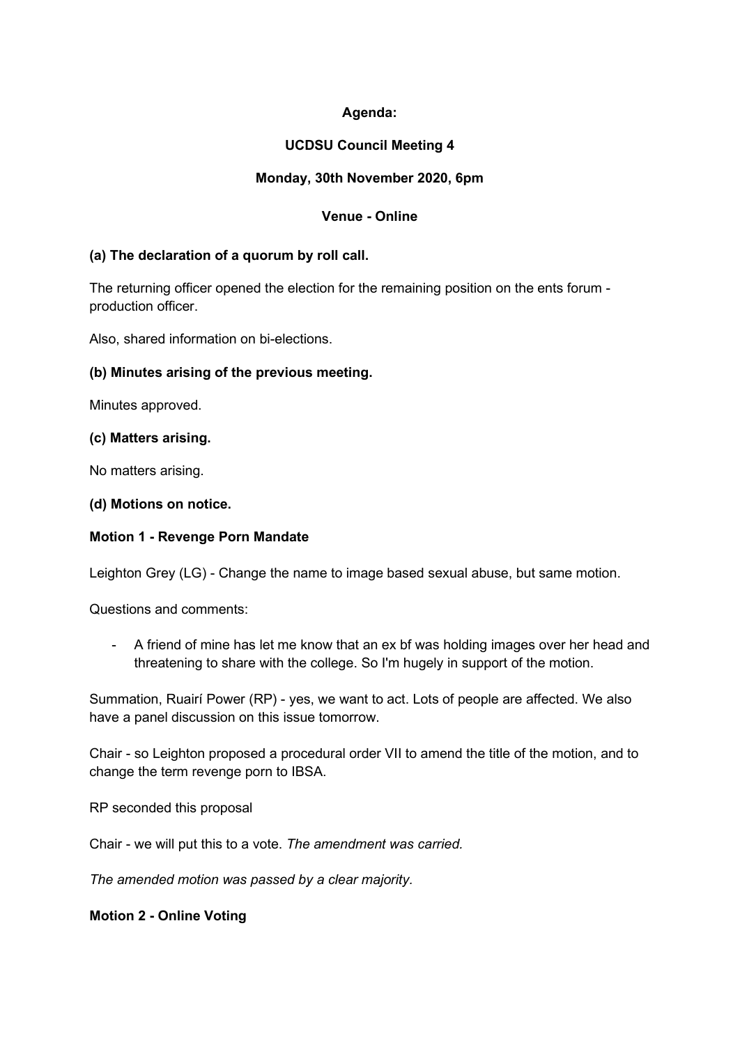**Agenda:**

**UCDSU Council Meeting 4**

**Monday, 30th November 2020, 6pm**

**Venue - Online**

**(a) The declaration of a quorum by roll call.**

The returning officer opened the election for the remaining position on the ents forum - production officer.

Also, shared information on bi-elections.

**(b) Minutes arising of the previous meeting.**

Minutes approved.

**(c) Matters arising.**

No matters arising.

**(d) Motions on notice.**

**Motion 1 - Revenge Porn Mandate**

Leighton Grey (LG) - Change the name to image based sexual abuse, but same motion.

Questions and comments:

- A friend of mine has let me know that an ex bf was holding images over her head and threatening to share with the college. So I'm hugely in support of the motion.

Summation, Ruairí Power (RP) - yes, we want to act. Lots of people are affected. We also have a panel discussion on this issue tomorrow.

Chair - so Leighton proposed a procedural order VII to amend the title of the motion, and to change the term revenge porn to IBSA.

RP seconded this proposal

Chair - we will put this to a vote. *The amendment was carried.*

*The amended motion was passed by a clear majority.*

**Motion 2 - Online Voting**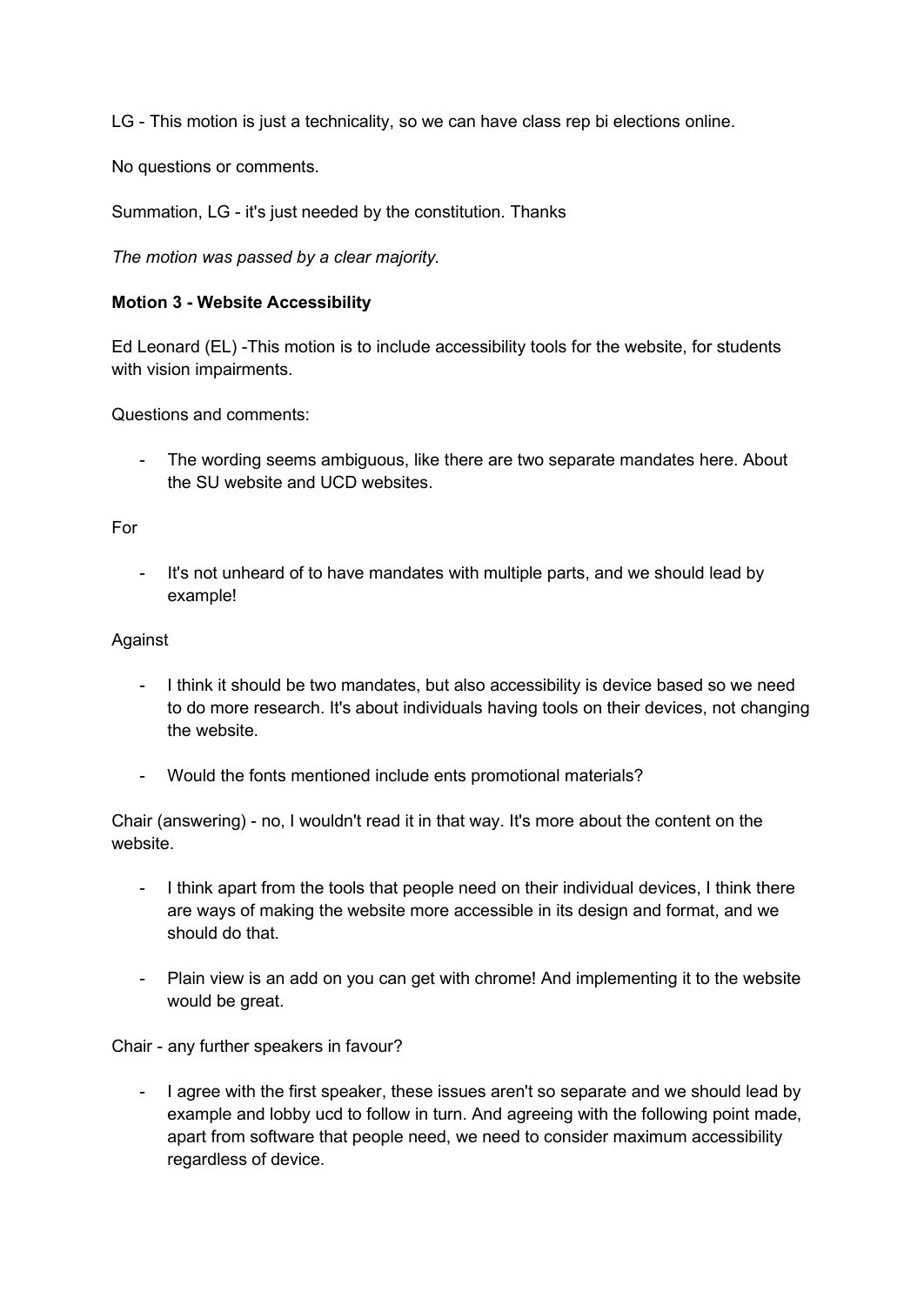LG - This motion is just a technicality, so we can have class rep bi elections online.

No questions or comments.

Summation, LG - it's just needed by the constitution. Thanks

*The motion was passed by a clear majority.*

**Motion 3 - Website Accessibility**

Ed Leonard (EL) -This motion is to include accessibility tools for the website, for students with vision impairments.

Questions and comments:

- The wording seems ambiguous, like there are two separate mandates here. About the SU website and UCD websites.

For

- It's not unheard of to have mandates with multiple parts, and we should lead by example!

Against

- I think it should be two mandates, but also accessibility is device based so we need to do more research. It's about individuals having tools on their devices, not changing the website.
- Would the fonts mentioned include ents promotional materials?

Chair (answering) - no, I wouldn't read it in that way. It's more about the content on the website.

- I think apart from the tools that people need on their individual devices, I think there are ways of making the website more accessible in its design and format, and we should do that.
- Plain view is an add on you can get with chrome! And implementing it to the website would be great.

Chair - any further speakers in favour?

- I agree with the first speaker, these issues aren't so separate and we should lead by example and lobby ucd to follow in turn. And agreeing with the following point made, apart from software that people need, we need to consider maximum accessibility regardless of device.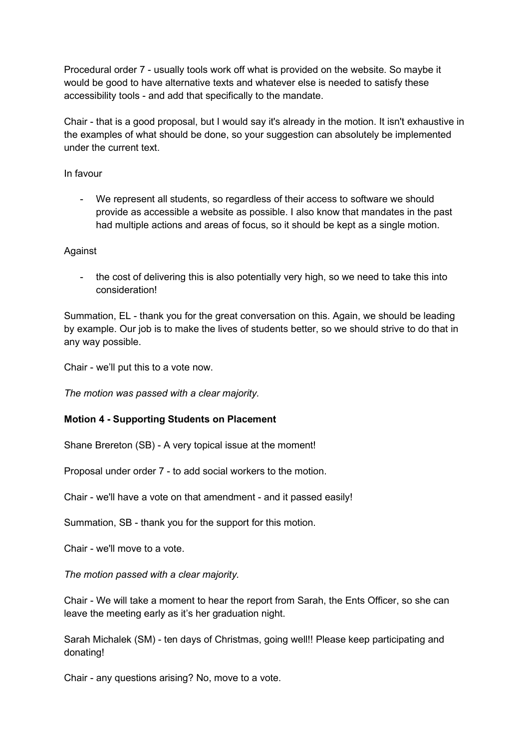Procedural order 7 - usually tools work off what is provided on the website. So maybe it would be good to have alternative texts and whatever else is needed to satisfy these accessibility tools - and add that specifically to the mandate.

Chair - that is a good proposal, but I would say it's already in the motion. It isn't exhaustive in the examples of what should be done, so your suggestion can absolutely be implemented under the current text.

In favour

- We represent all students, so regardless of their access to software we should provide as accessible a website as possible. I also know that mandates in the past had multiple actions and areas of focus, so it should be kept as a single motion.

Against

- the cost of delivering this is also potentially very high, so we need to take this into consideration!

Summation, EL - thank you for the great conversation on this. Again, we should be leading by example. Our job is to make the lives of students better, so we should strive to do that in any way possible.

Chair - we'll put this to a vote now.

*The motion was passed with a clear majority.*

**Motion 4 - Supporting Students on Placement**

Shane Brereton (SB) - A very topical issue at the moment!

Proposal under order 7 - to add social workers to the motion.

Chair - we'll have a vote on that amendment - and it passed easily!

Summation, SB - thank you for the support for this motion.

Chair - we'll move to a vote.

*The motion passed with a clear majority.*

Chair - We will take a moment to hear the report from Sarah, the Ents Officer, so she can leave the meeting early as it's her graduation night.

Sarah Michalek (SM) - ten days of Christmas, going well!! Please keep participating and donating!

Chair - any questions arising? No, move to a vote.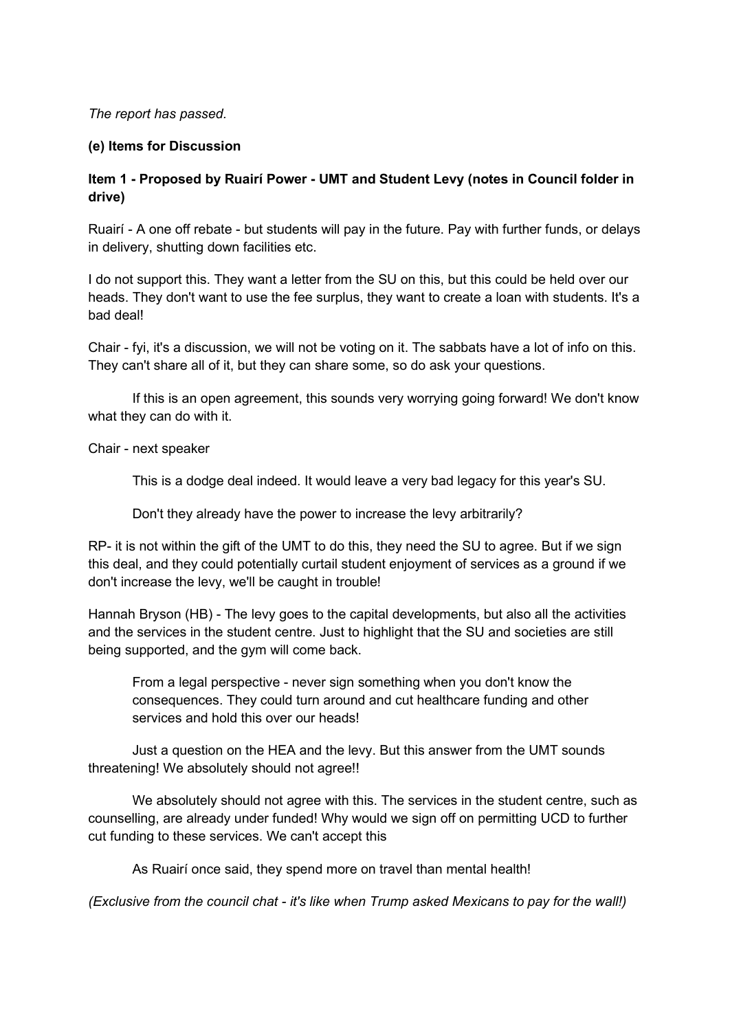*The report has passed.*

**(e) Items for Discussion**

**Item 1 - Proposed by Ruairí Power - UMT and Student Levy (notes in Council folder in drive)**

Ruairí - A one off rebate - but students will pay in the future. Pay with further funds, or delays in delivery, shutting down facilities etc.

I do not support this. They want a letter from the SU on this, but this could be held over our heads. They don't want to use the fee surplus, they want to create a loan with students. It's a bad deal!

Chair - fyi, it's a discussion, we will not be voting on it. The sabbats have a lot of info on this. They can't share all of it, but they can share some, so do ask your questions.

If this is an open agreement, this sounds very worrying going forward! We don't know what they can do with it.

Chair - next speaker

This is a dodge deal indeed. It would leave a very bad legacy for this year's SU.

Don't they already have the power to increase the levy arbitrarily?

RP- it is not within the gift of the UMT to do this, they need the SU to agree. But if we sign this deal, and they could potentially curtail student enjoyment of services as a ground if we don't increase the levy, we'll be caught in trouble!

Hannah Bryson (HB) - The levy goes to the capital developments, but also all the activities and the services in the student centre. Just to highlight that the SU and societies are still being supported, and the gym will come back.

From a legal perspective - never sign something when you don't know the consequences. They could turn around and cut healthcare funding and other services and hold this over our heads!

Just a question on the HEA and the levy. But this answer from the UMT sounds threatening! We absolutely should not agree!!

We absolutely should not agree with this. The services in the student centre, such as counselling, are already under funded! Why would we sign off on permitting UCD to further cut funding to these services. We can't accept this

As Ruairí once said, they spend more on travel than mental health!

*(Exclusive from the council chat - it's like when Trump asked Mexicans to pay for the wall!)*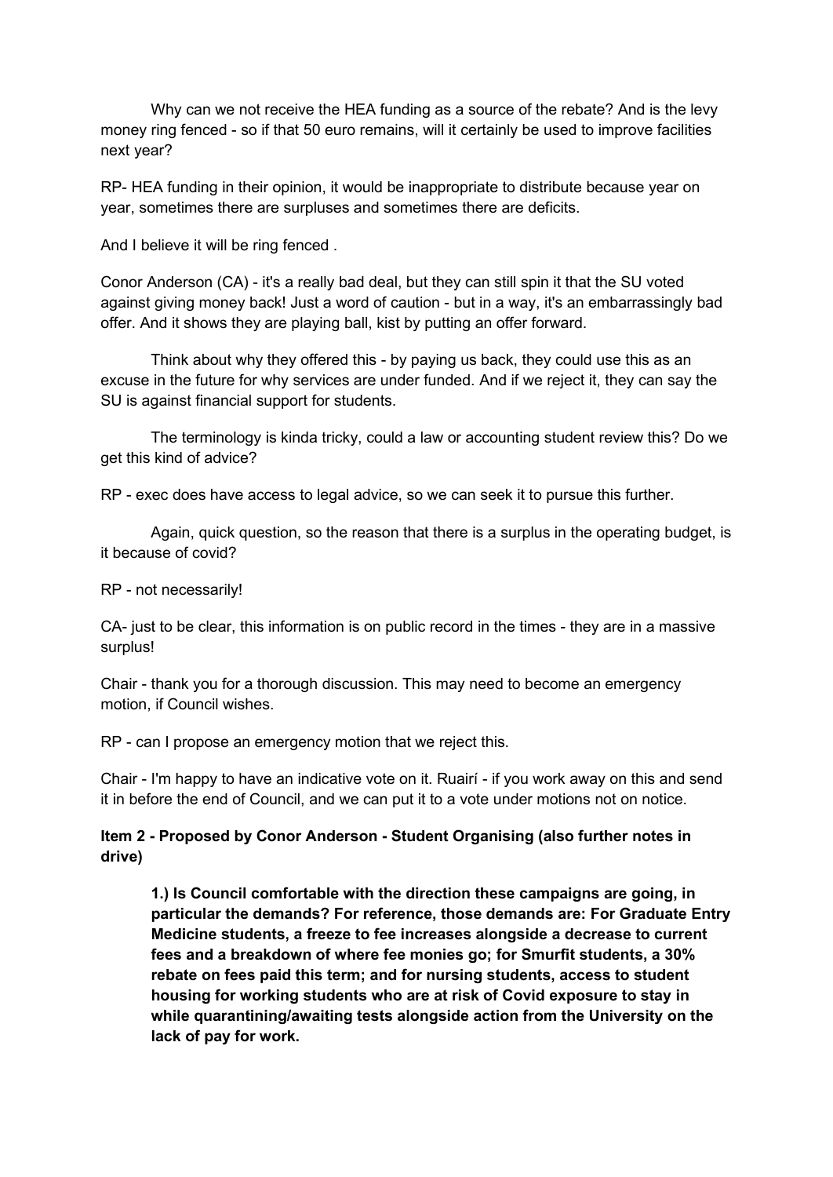Why can we not receive the HEA funding as a source of the rebate? And is the levy money ring fenced - so if that 50 euro remains, will it certainly be used to improve facilities next year?

RP- HEA funding in their opinion, it would be inappropriate to distribute because year on year, sometimes there are surpluses and sometimes there are deficits.

And I believe it will be ring fenced .

Conor Anderson (CA) - it's a really bad deal, but they can still spin it that the SU voted against giving money back! Just a word of caution - but in a way, it's an embarrassingly bad offer. And it shows they are playing ball, kist by putting an offer forward.

Think about why they offered this - by paying us back, they could use this as an excuse in the future for why services are under funded. And if we reject it, they can say the SU is against financial support for students.

The terminology is kinda tricky, could a law or accounting student review this? Do we get this kind of advice?

RP - exec does have access to legal advice, so we can seek it to pursue this further.

Again, quick question, so the reason that there is a surplus in the operating budget, is it because of covid?

RP - not necessarily!

CA- just to be clear, this information is on public record in the times - they are in a massive surplus!

Chair - thank you for a thorough discussion. This may need to become an emergency motion, if Council wishes.

RP - can I propose an emergency motion that we reject this.

Chair - I'm happy to have an indicative vote on it. Ruairí - if you work away on this and send it in before the end of Council, and we can put it to a vote under motions not on notice.

**Item 2 - Proposed by Conor Anderson - Student Organising (also further notes in drive)**

**1.) Is Council comfortable with the direction these campaigns are going, in particular the demands? For reference, those demands are: For Graduate Entry Medicine students, a freeze to fee increases alongside a decrease to current fees and a breakdown of where fee monies go; for Smurfit students, a 30% rebate on fees paid this term; and for nursing students, access to student housing for working students who are at risk of Covid exposure to stay in while quarantining/awaiting tests alongside action from the University on the lack of pay for work.**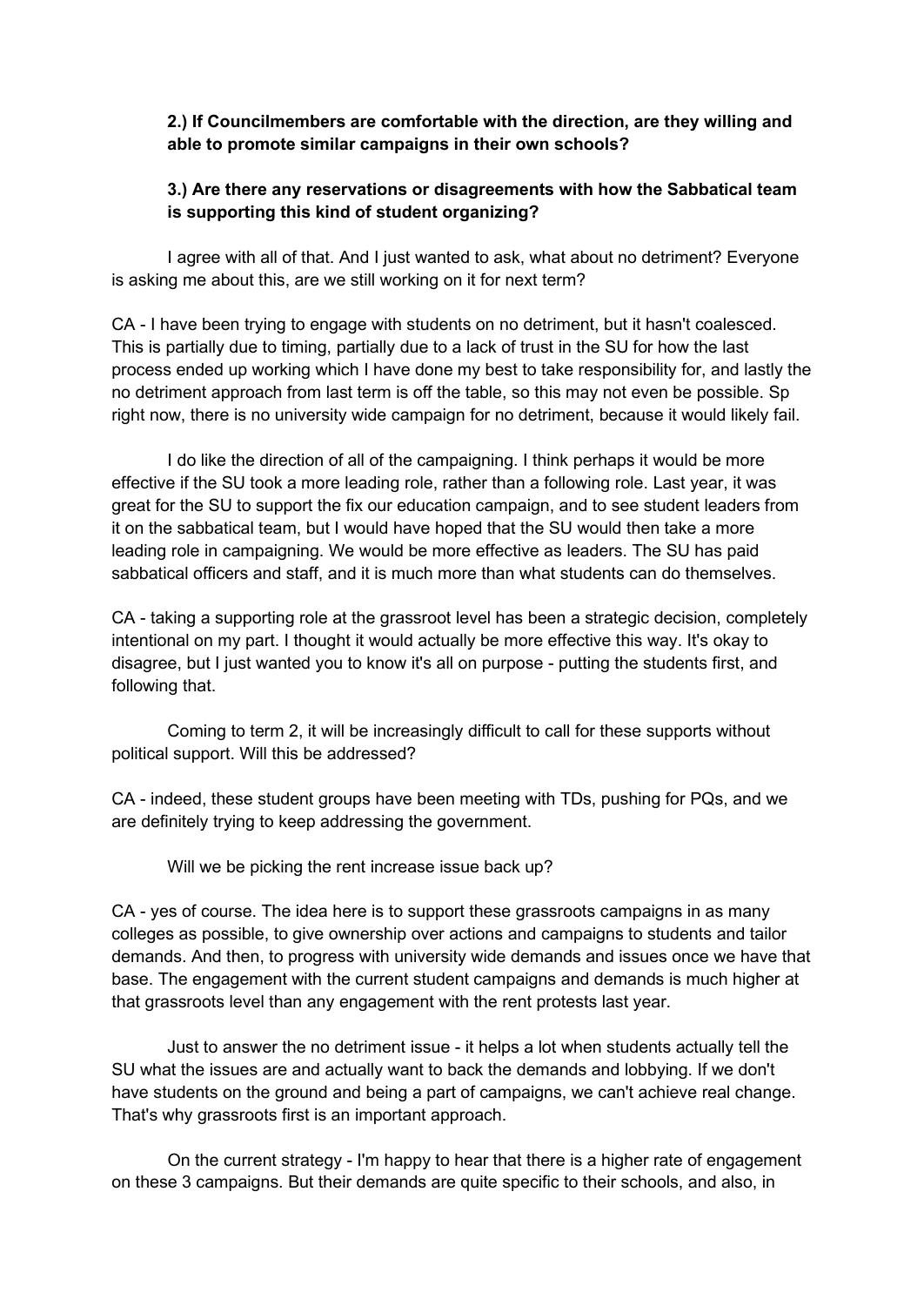**2.) If Councilmembers are comfortable with the direction, are they willing and able to promote similar campaigns in their own schools?**

**3.) Are there any reservations or disagreements with how the Sabbatical team is supporting this kind of student organizing?**

I agree with all of that. And I just wanted to ask, what about no detriment? Everyone is asking me about this, are we still working on it for next term?

CA - I have been trying to engage with students on no detriment, but it hasn't coalesced. This is partially due to timing, partially due to a lack of trust in the SU for how the last process ended up working which I have done my best to take responsibility for, and lastly the no detriment approach from last term is off the table, so this may not even be possible. Sp right now, there is no university wide campaign for no detriment, because it would likely fail.

I do like the direction of all of the campaigning. I think perhaps it would be more effective if the SU took a more leading role, rather than a following role. Last year, it was great for the SU to support the fix our education campaign, and to see student leaders from it on the sabbatical team, but I would have hoped that the SU would then take a more leading role in campaigning. We would be more effective as leaders. The SU has paid sabbatical officers and staff, and it is much more than what students can do themselves.

CA - taking a supporting role at the grassroot level has been a strategic decision, completely intentional on my part. I thought it would actually be more effective this way. It's okay to disagree, but I just wanted you to know it's all on purpose - putting the students first, and following that.

Coming to term 2, it will be increasingly difficult to call for these supports without political support. Will this be addressed?

CA - indeed, these student groups have been meeting with TDs, pushing for PQs, and we are definitely trying to keep addressing the government.

Will we be picking the rent increase issue back up?

CA - yes of course. The idea here is to support these grassroots campaigns in as many colleges as possible, to give ownership over actions and campaigns to students and tailor demands. And then, to progress with university wide demands and issues once we have that base. The engagement with the current student campaigns and demands is much higher at that grassroots level than any engagement with the rent protests last year.

Just to answer the no detriment issue - it helps a lot when students actually tell the SU what the issues are and actually want to back the demands and lobbying. If we don't have students on the ground and being a part of campaigns, we can't achieve real change. That's why grassroots first is an important approach.

On the current strategy - I'm happy to hear that there is a higher rate of engagement on these 3 campaigns. But their demands are quite specific to their schools, and also, in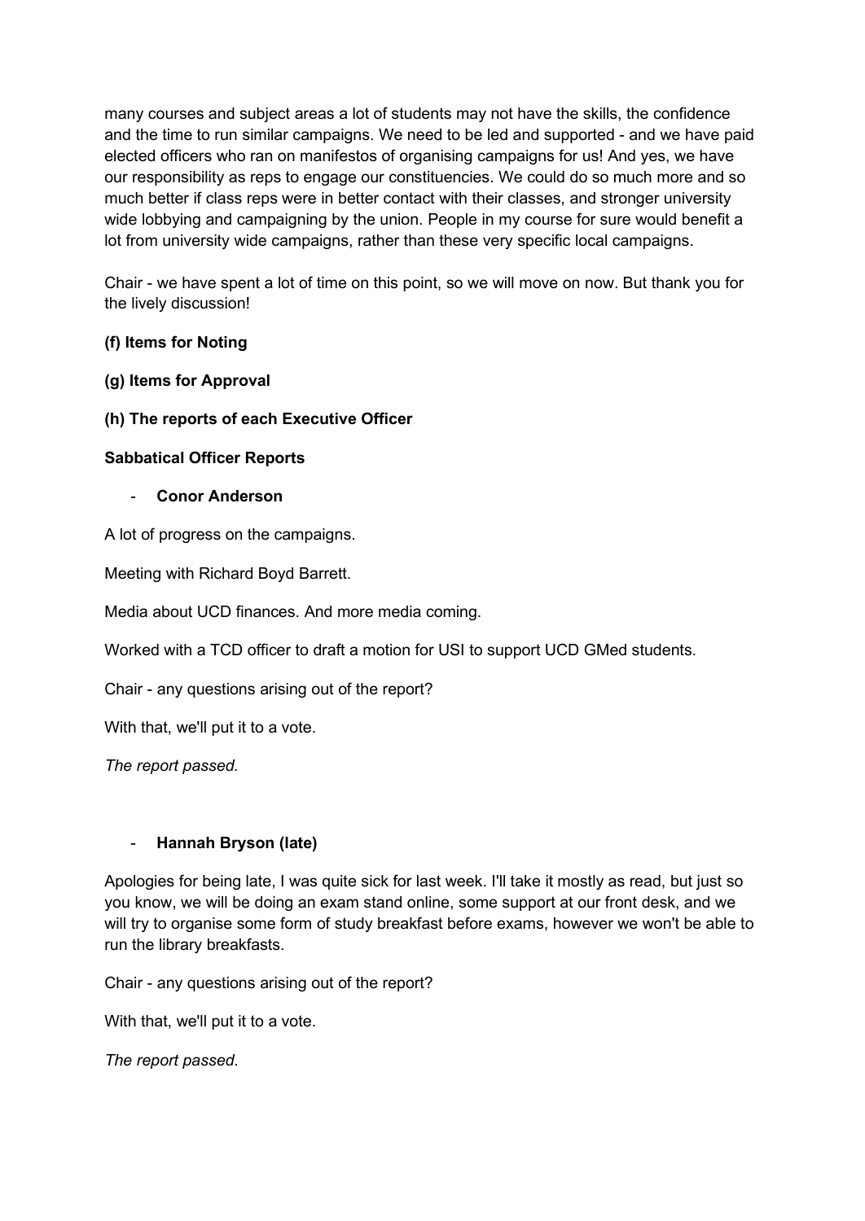many courses and subject areas a lot of students may not have the skills, the confidence and the time to run similar campaigns. We need to be led and supported - and we have paid elected officers who ran on manifestos of organising campaigns for us! And yes, we have our responsibility as reps to engage our constituencies. We could do so much more and so much better if class reps were in better contact with their classes, and stronger university wide lobbying and campaigning by the union. People in my course for sure would benefit a lot from university wide campaigns, rather than these very specific local campaigns.

Chair - we have spent a lot of time on this point, so we will move on now. But thank you for the lively discussion!

**(f) Items for Noting**

**(g) Items for Approval**

**(h) The reports of each Executive Officer**

**Sabbatical Officer Reports**

- **Conor Anderson**

A lot of progress on the campaigns.

Meeting with Richard Boyd Barrett.

Media about UCD finances. And more media coming.

Worked with a TCD officer to draft a motion for USI to support UCD GMed students.

Chair - any questions arising out of the report?

With that, we'll put it to a vote.

*The report passed.*

- **Hannah Bryson (late)**

Apologies for being late, I was quite sick for last week. I'll take it mostly as read, but just so you know, we will be doing an exam stand online, some support at our front desk, and we will try to organise some form of study breakfast before exams, however we won't be able to run the library breakfasts.

Chair - any questions arising out of the report?

With that, we'll put it to a vote.

*The report passed*.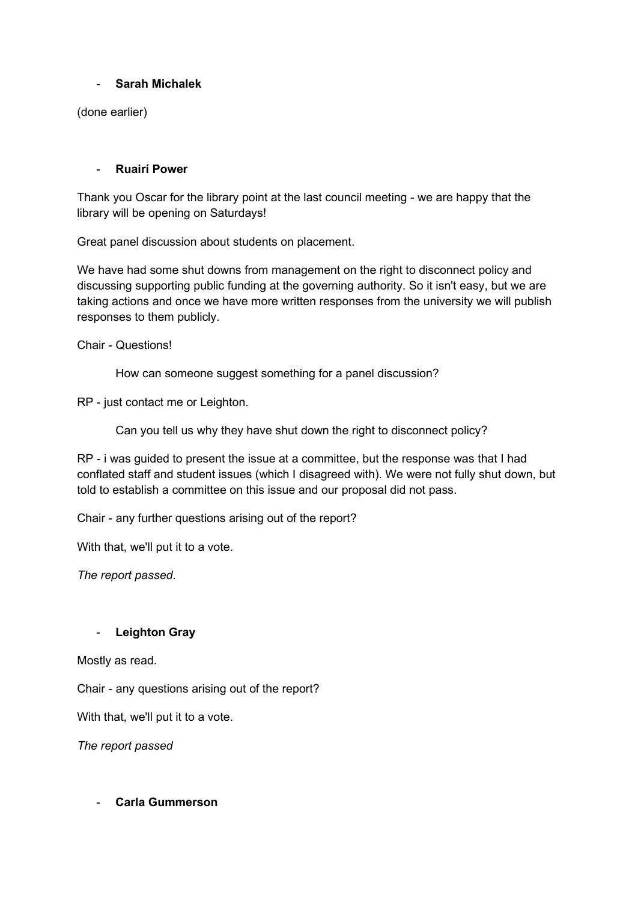- **Sarah Michalek**

(done earlier)

- **Ruairí Power**

Thank you Oscar for the library point at the last council meeting - we are happy that the library will be opening on Saturdays!

Great panel discussion about students on placement.

We have had some shut downs from management on the right to disconnect policy and discussing supporting public funding at the governing authority. So it isn't easy, but we are taking actions and once we have more written responses from the university we will publish responses to them publicly.

Chair - Questions!

> How can someone suggest something for a panel discussion?

RP - just contact me or Leighton.

> Can you tell us why they have shut down the right to disconnect policy?

RP - i was guided to present the issue at a committee, but the response was that I had conflated staff and student issues (which I disagreed with). We were not fully shut down, but told to establish a committee on this issue and our proposal did not pass.

Chair - any further questions arising out of the report?

With that, we'll put it to a vote.

*The report passed*.

- **Leighton Gray**

Mostly as read.

Chair - any questions arising out of the report?

With that, we'll put it to a vote.

*The report passed*

- **Carla Gummerson**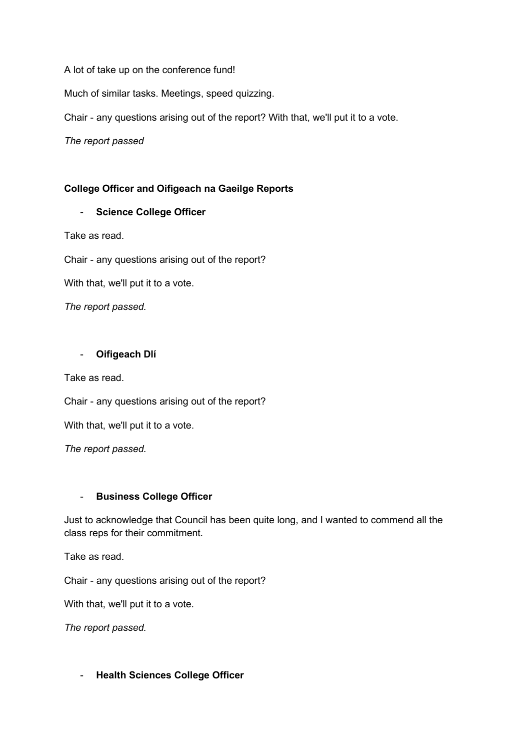A lot of take up on the conference fund!

Much of similar tasks. Meetings, speed quizzing.

Chair - any questions arising out of the report? With that, we'll put it to a vote.

*The report passed*

**College Officer and Oifigeach na Gaeilge Reports**

- **Science College Officer**

Take as read.

Chair - any questions arising out of the report?

With that, we'll put it to a vote.

*The report passed.*

- **Oifigeach Dlí**

Take as read.

Chair - any questions arising out of the report?

With that, we'll put it to a vote.

*The report passed.*

- **Business College Officer**

Just to acknowledge that Council has been quite long, and I wanted to commend all the class reps for their commitment.

Take as read.

Chair - any questions arising out of the report?

With that, we'll put it to a vote.

*The report passed.*

- **Health Sciences College Officer**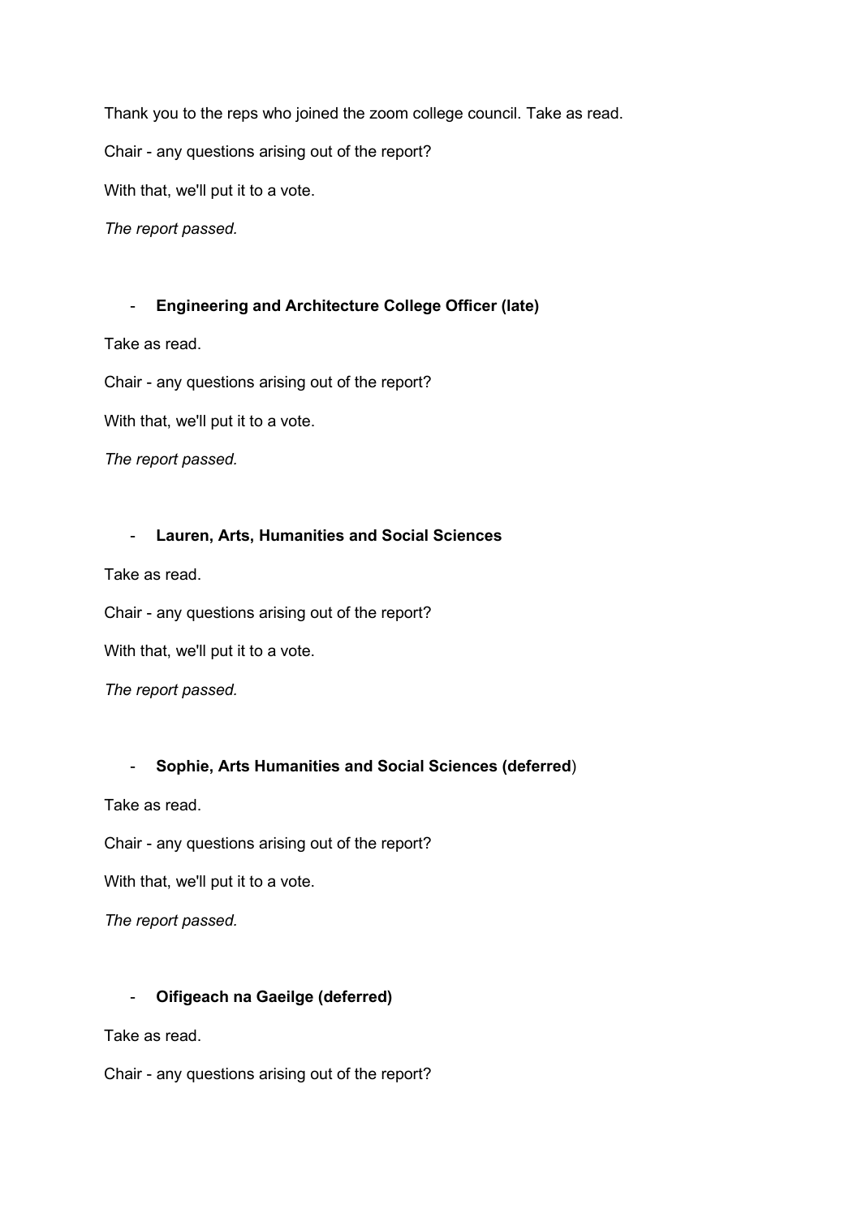Thank you to the reps who joined the zoom college council. Take as read.

Chair - any questions arising out of the report?

With that, we'll put it to a vote.

*The report passed.*

- **Engineering and Architecture College Officer (late)**

Take as read.

Chair - any questions arising out of the report?

With that, we'll put it to a vote.

*The report passed.*

- **Lauren, Arts, Humanities and Social Sciences**

Take as read.

Chair - any questions arising out of the report?

With that, we'll put it to a vote.

*The report passed.*

- **Sophie, Arts Humanities and Social Sciences (deferred**)

Take as read.

Chair - any questions arising out of the report?

With that, we'll put it to a vote.

*The report passed.*

- **Oifigeach na Gaeilge (deferred)**

Take as read.

Chair - any questions arising out of the report?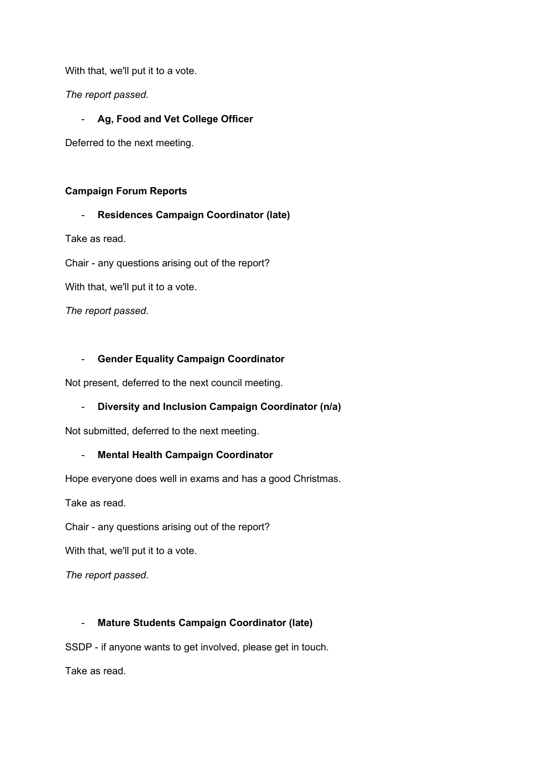With that, we'll put it to a vote.

*The report passed.*

- **Ag, Food and Vet College Officer**

Deferred to the next meeting.

**Campaign Forum Reports**

- **Residences Campaign Coordinator (late)**

Take as read.

Chair - any questions arising out of the report?

With that, we'll put it to a vote.

*The report passed.*

- **Gender Equality Campaign Coordinator**

Not present, deferred to the next council meeting.

- **Diversity and Inclusion Campaign Coordinator (n/a)**

Not submitted, deferred to the next meeting.

- **Mental Health Campaign Coordinator**

Hope everyone does well in exams and has a good Christmas.

Take as read.

Chair - any questions arising out of the report?

With that, we'll put it to a vote.

*The report passed*.

- **Mature Students Campaign Coordinator (late)**

SSDP - if anyone wants to get involved, please get in touch.

Take as read.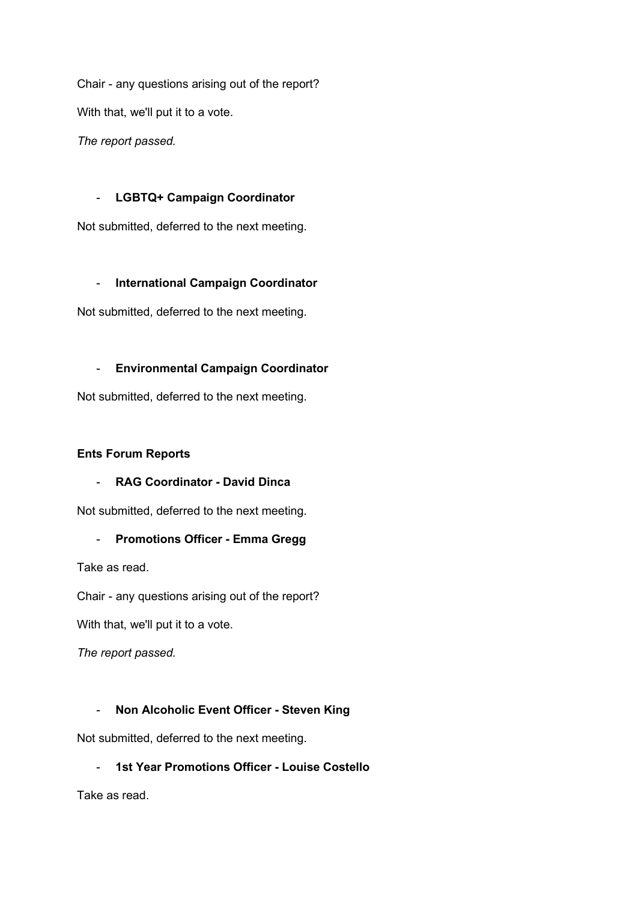Chair - any questions arising out of the report?

With that, we'll put it to a vote.

*The report passed.*

- **LGBTQ+ Campaign Coordinator**

Not submitted, deferred to the next meeting.

- **International Campaign Coordinator**

Not submitted, deferred to the next meeting.

- **Environmental Campaign Coordinator**

Not submitted, deferred to the next meeting.

**Ents Forum Reports**

- **RAG Coordinator - David Dinca**

Not submitted, deferred to the next meeting.

- **Promotions Officer - Emma Gregg**

Take as read.

Chair - any questions arising out of the report?

With that, we'll put it to a vote.

*The report passed.*

- **Non Alcoholic Event Officer - Steven King**

Not submitted, deferred to the next meeting.

- **1st Year Promotions Officer - Louise Costello**

Take as read.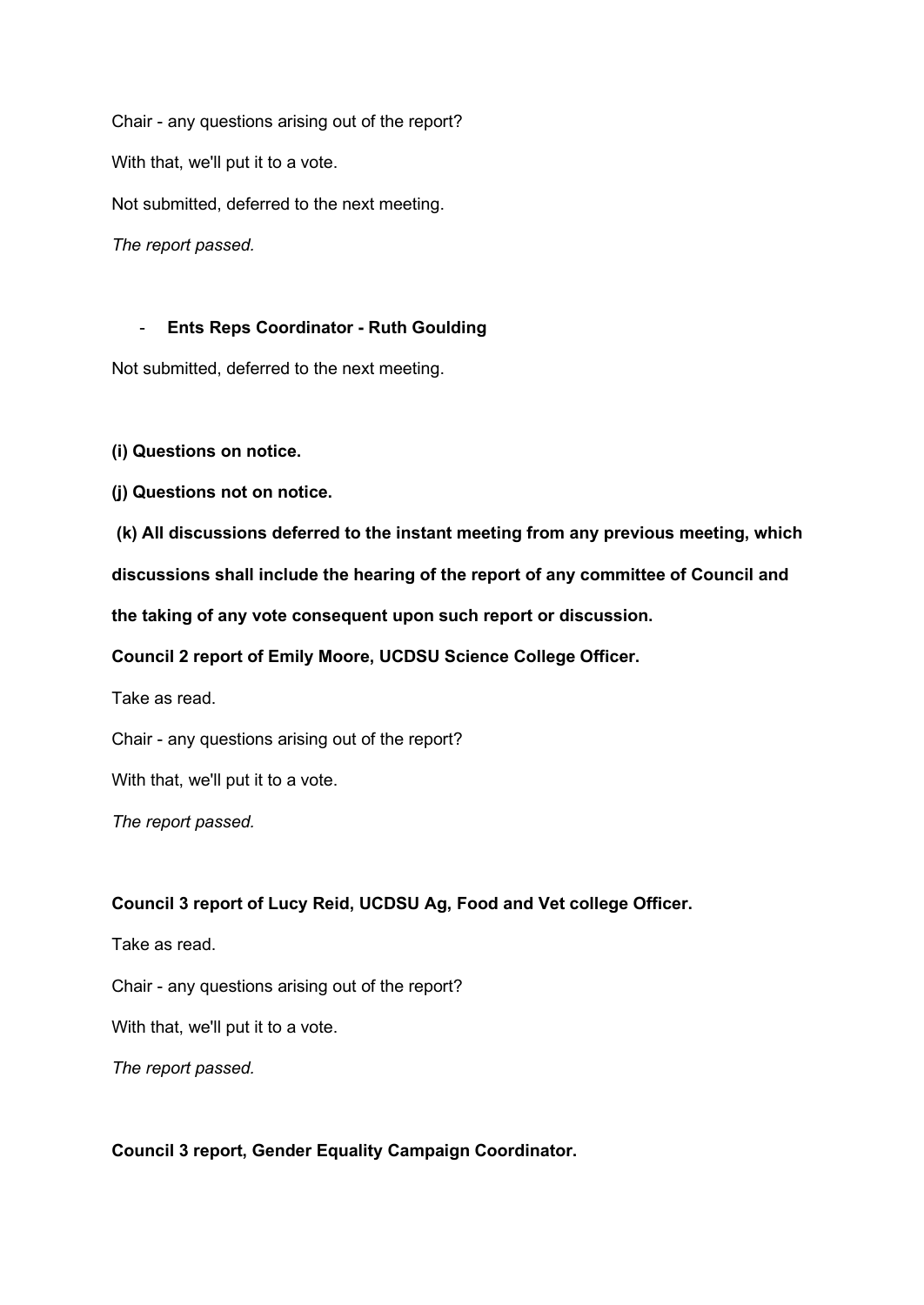Chair - any questions arising out of the report?

With that, we'll put it to a vote.

Not submitted, deferred to the next meeting.

*The report passed.*

- **Ents Reps Coordinator - Ruth Goulding**

Not submitted, deferred to the next meeting.

**(i) Questions on notice.**

**(j) Questions not on notice.**

**(k) All discussions deferred to the instant meeting from any previous meeting, which discussions shall include the hearing of the report of any committee of Council and the taking of any vote consequent upon such report or discussion.**

**Council 2 report of Emily Moore, UCDSU Science College Officer.**

Take as read.

Chair - any questions arising out of the report?

With that, we'll put it to a vote.

*The report passed.*

**Council 3 report of Lucy Reid, UCDSU Ag, Food and Vet college Officer.**

Take as read.

Chair - any questions arising out of the report?

With that, we'll put it to a vote.

*The report passed.*

**Council 3 report, Gender Equality Campaign Coordinator.**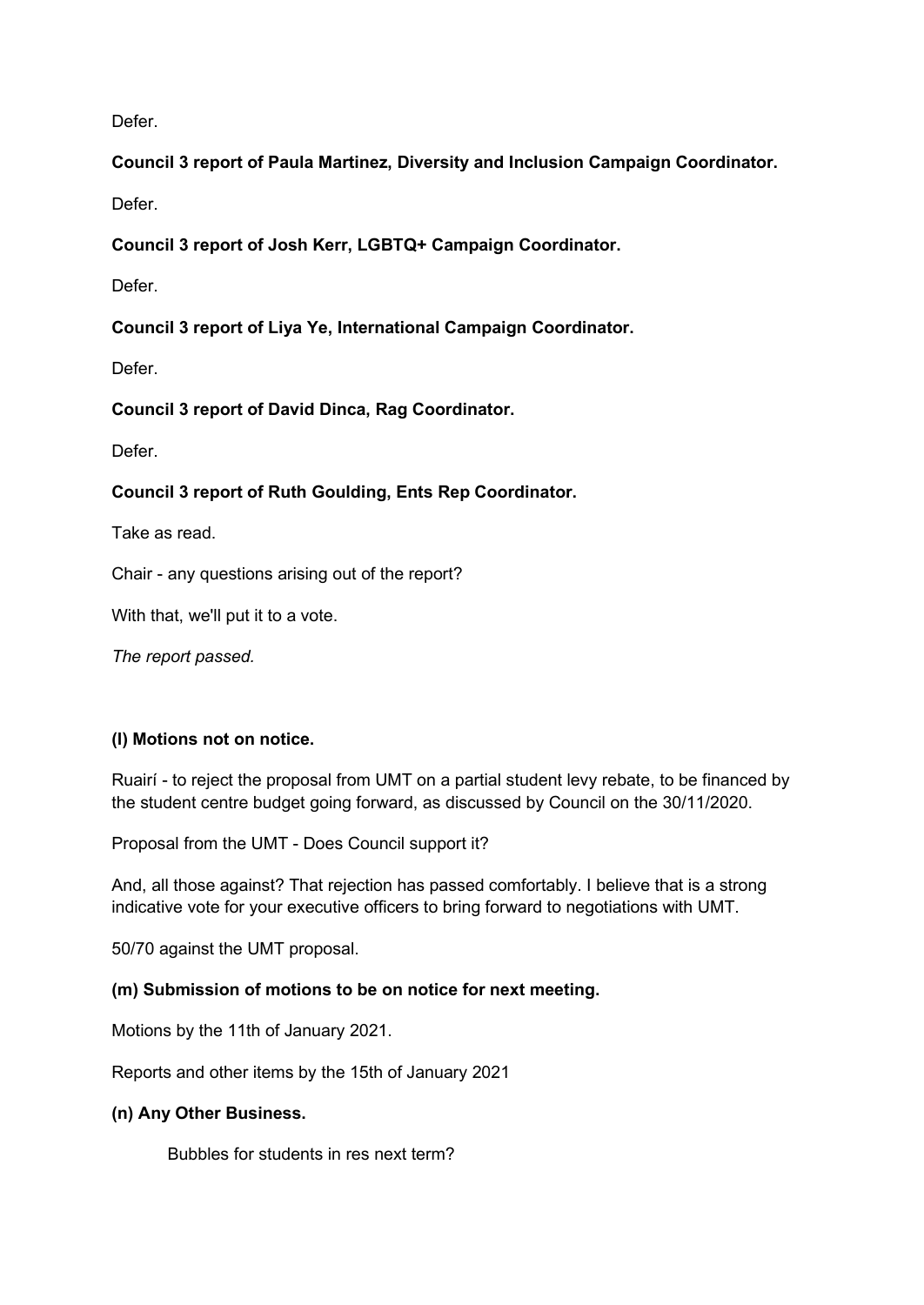Defer.

**Council 3 report of Paula Martinez, Diversity and Inclusion Campaign Coordinator.**

Defer.

**Council 3 report of Josh Kerr, LGBTQ+ Campaign Coordinator.**

Defer.

**Council 3 report of Liya Ye, International Campaign Coordinator.**

Defer.

**Council 3 report of David Dinca, Rag Coordinator.**

Defer.

**Council 3 report of Ruth Goulding, Ents Rep Coordinator.**

Take as read.

Chair - any questions arising out of the report?

With that, we'll put it to a vote.

*The report passed.*

**(l) Motions not on notice.**

Ruairí - to reject the proposal from UMT on a partial student levy rebate, to be financed by the student centre budget going forward, as discussed by Council on the 30/11/2020.

Proposal from the UMT - Does Council support it?

And, all those against? That rejection has passed comfortably. I believe that is a strong indicative vote for your executive officers to bring forward to negotiations with UMT.

50/70 against the UMT proposal.

**(m) Submission of motions to be on notice for next meeting.**

Motions by the 11th of January 2021.

Reports and other items by the 15th of January 2021

**(n) Any Other Business.**

Bubbles for students in res next term?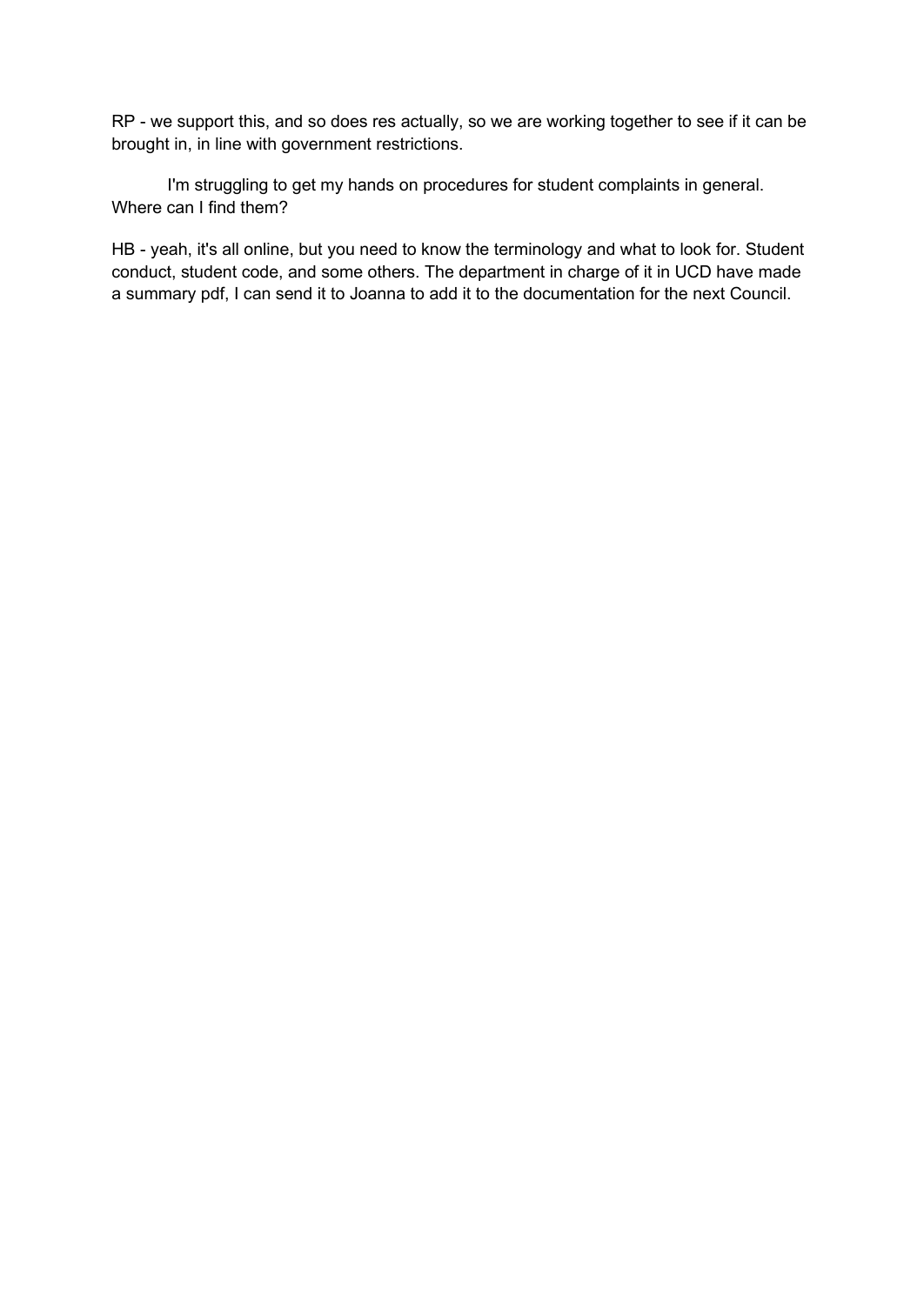RP - we support this, and so does res actually, so we are working together to see if it can be brought in, in line with government restrictions.

I'm struggling to get my hands on procedures for student complaints in general. Where can I find them?

HB - yeah, it's all online, but you need to know the terminology and what to look for. Student conduct, student code, and some others. The department in charge of it in UCD have made a summary pdf, I can send it to Joanna to add it to the documentation for the next Council.